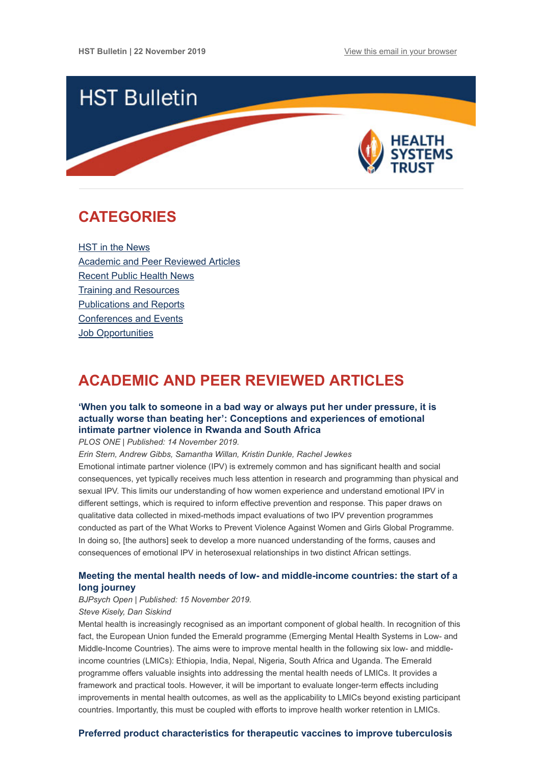HST Bulletin | 22 November 2019

View this email in your browser

# HST Bulletin

HEALTH SYSTEMS TRUST

## CATEGORIES

HST in the News
Academic and Peer Reviewed Articles
Recent Public Health News
Training and Resources
Publications and Reports
Conferences and Events
Job Opportunities

## ACADEMIC AND PEER REVIEWED ARTICLES

### 'When you talk to someone in a bad way or always put her under pressure, it is actually worse than beating her': Conceptions and experiences of emotional intimate partner violence in Rwanda and South Africa

*PLOS ONE | Published: 14 November 2019.*

*Erin Stern, Andrew Gibbs, Samantha Willan, Kristin Dunkle, Rachel Jewkes*

Emotional intimate partner violence (IPV) is extremely common and has significant health and social consequences, yet typically receives much less attention in research and programming than physical and sexual IPV. This limits our understanding of how women experience and understand emotional IPV in different settings, which is required to inform effective prevention and response. This paper draws on qualitative data collected in mixed-methods impact evaluations of two IPV prevention programmes conducted as part of the What Works to Prevent Violence Against Women and Girls Global Programme. In doing so, [the authors] seek to develop a more nuanced understanding of the forms, causes and consequences of emotional IPV in heterosexual relationships in two distinct African settings.

### Meeting the mental health needs of low- and middle-income countries: the start of a long journey

*BJPsych Open | Published: 15 November 2019.*

*Steve Kisely, Dan Siskind*

Mental health is increasingly recognised as an important component of global health. In recognition of this fact, the European Union funded the Emerald programme (Emerging Mental Health Systems in Low- and Middle-Income Countries). The aims were to improve mental health in the following six low- and middle-income countries (LMICs): Ethiopia, India, Nepal, Nigeria, South Africa and Uganda. The Emerald programme offers valuable insights into addressing the mental health needs of LMICs. It provides a framework and practical tools. However, it will be important to evaluate longer-term effects including improvements in mental health outcomes, as well as the applicability to LMICs beyond existing participant countries. Importantly, this must be coupled with efforts to improve health worker retention in LMICs.

### Preferred product characteristics for therapeutic vaccines to improve tuberculosis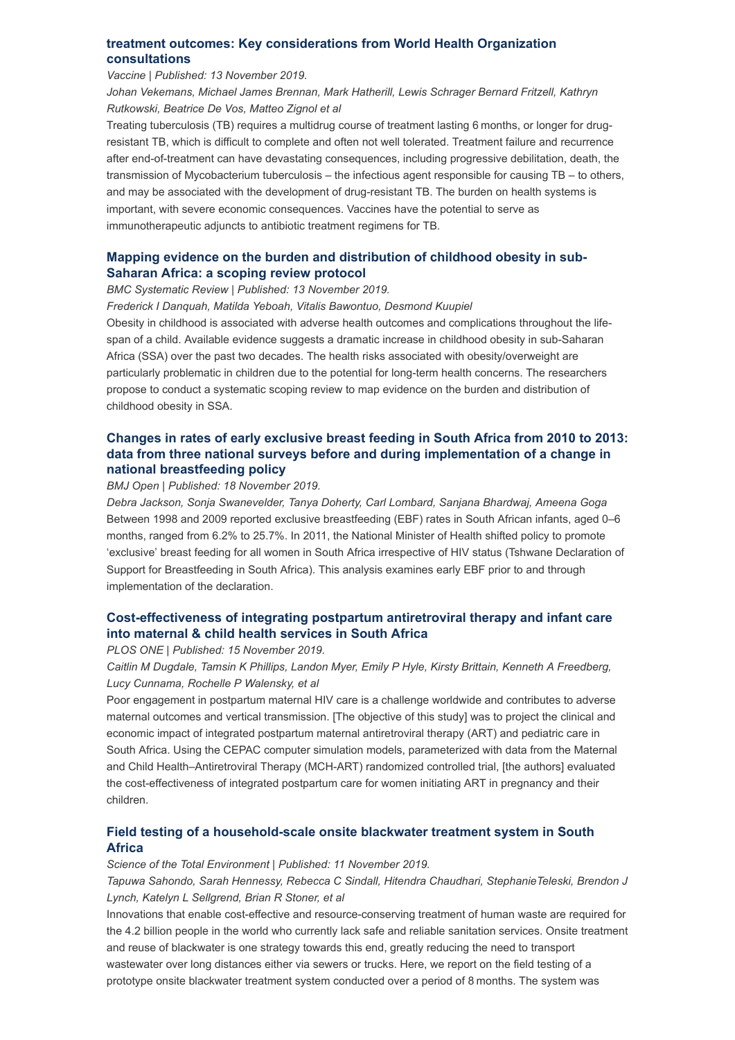### treatment outcomes: Key considerations from World Health Organization consultations

*Vaccine | Published: 13 November 2019.*

*Johan Vekemans, Michael James Brennan, Mark Hatherill, Lewis Schrager Bernard Fritzell, Kathryn Rutkowski, Beatrice De Vos, Matteo Zignol et al*

Treating tuberculosis (TB) requires a multidrug course of treatment lasting 6 months, or longer for drug-resistant TB, which is difficult to complete and often not well tolerated. Treatment failure and recurrence after end-of-treatment can have devastating consequences, including progressive debilitation, death, the transmission of Mycobacterium tuberculosis – the infectious agent responsible for causing TB – to others, and may be associated with the development of drug-resistant TB. The burden on health systems is important, with severe economic consequences. Vaccines have the potential to serve as immunotherapeutic adjuncts to antibiotic treatment regimens for TB.

### Mapping evidence on the burden and distribution of childhood obesity in sub-Saharan Africa: a scoping review protocol

*BMC Systematic Review | Published: 13 November 2019.*

*Frederick I Danquah, Matilda Yeboah, Vitalis Bawontuo, Desmond Kuupiel*

Obesity in childhood is associated with adverse health outcomes and complications throughout the life-span of a child. Available evidence suggests a dramatic increase in childhood obesity in sub-Saharan Africa (SSA) over the past two decades. The health risks associated with obesity/overweight are particularly problematic in children due to the potential for long-term health concerns. The researchers propose to conduct a systematic scoping review to map evidence on the burden and distribution of childhood obesity in SSA.

### Changes in rates of early exclusive breast feeding in South Africa from 2010 to 2013: data from three national surveys before and during implementation of a change in national breastfeeding policy

*BMJ Open | Published: 18 November 2019.*

*Debra Jackson, Sonja Swanevelder, Tanya Doherty, Carl Lombard, Sanjana Bhardwaj, Ameena Goga*

Between 1998 and 2009 reported exclusive breastfeeding (EBF) rates in South African infants, aged 0–6 months, ranged from 6.2% to 25.7%. In 2011, the National Minister of Health shifted policy to promote 'exclusive' breast feeding for all women in South Africa irrespective of HIV status (Tshwane Declaration of Support for Breastfeeding in South Africa). This analysis examines early EBF prior to and through implementation of the declaration.

### Cost-effectiveness of integrating postpartum antiretroviral therapy and infant care into maternal & child health services in South Africa

*PLOS ONE | Published: 15 November 2019.*

*Caitlin M Dugdale, Tamsin K Phillips, Landon Myer, Emily P Hyle, Kirsty Brittain, Kenneth A Freedberg, Lucy Cunnama, Rochelle P Walensky, et al*

Poor engagement in postpartum maternal HIV care is a challenge worldwide and contributes to adverse maternal outcomes and vertical transmission. [The objective of this study] was to project the clinical and economic impact of integrated postpartum maternal antiretroviral therapy (ART) and pediatric care in South Africa. Using the CEPAC computer simulation models, parameterized with data from the Maternal and Child Health–Antiretroviral Therapy (MCH-ART) randomized controlled trial, [the authors] evaluated the cost-effectiveness of integrated postpartum care for women initiating ART in pregnancy and their children.

### Field testing of a household-scale onsite blackwater treatment system in South Africa

*Science of the Total Environment | Published: 11 November 2019.*

*Tapuwa Sahondo, Sarah Hennessy, Rebecca C Sindall, Hitendra Chaudhari, StephanieTeleski, Brendon J Lynch, Katelyn L Sellgrend, Brian R Stoner, et al*

Innovations that enable cost-effective and resource-conserving treatment of human waste are required for the 4.2 billion people in the world who currently lack safe and reliable sanitation services. Onsite treatment and reuse of blackwater is one strategy towards this end, greatly reducing the need to transport wastewater over long distances either via sewers or trucks. Here, we report on the field testing of a prototype onsite blackwater treatment system conducted over a period of 8 months. The system was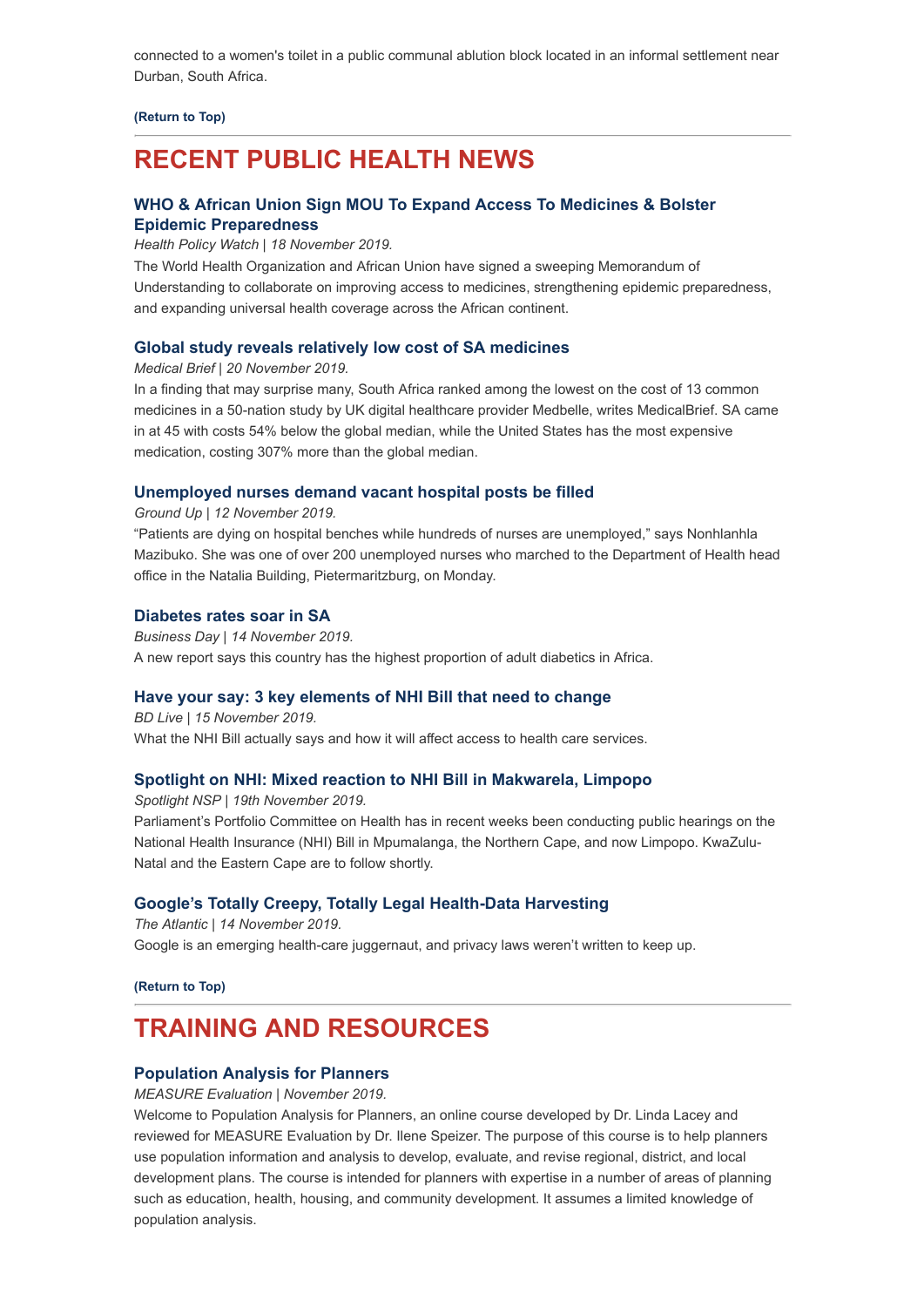connected to a women's toilet in a public communal ablution block located in an informal settlement near Durban, South Africa.

**(Return to Top)**

## RECENT PUBLIC HEALTH NEWS

### WHO & African Union Sign MOU To Expand Access To Medicines & Bolster Epidemic Preparedness

*Health Policy Watch | 18 November 2019.*

The World Health Organization and African Union have signed a sweeping Memorandum of Understanding to collaborate on improving access to medicines, strengthening epidemic preparedness, and expanding universal health coverage across the African continent.

### Global study reveals relatively low cost of SA medicines

*Medical Brief | 20 November 2019.*

In a finding that may surprise many, South Africa ranked among the lowest on the cost of 13 common medicines in a 50-nation study by UK digital healthcare provider Medbelle, writes MedicalBrief. SA came in at 45 with costs 54% below the global median, while the United States has the most expensive medication, costing 307% more than the global median.

### Unemployed nurses demand vacant hospital posts be filled

*Ground Up | 12 November 2019.*

"Patients are dying on hospital benches while hundreds of nurses are unemployed," says Nonhlanhla Mazibuko. She was one of over 200 unemployed nurses who marched to the Department of Health head office in the Natalia Building, Pietermaritzburg, on Monday.

### Diabetes rates soar in SA

*Business Day | 14 November 2019.*

A new report says this country has the highest proportion of adult diabetics in Africa.

### Have your say: 3 key elements of NHI Bill that need to change

*BD Live | 15 November 2019.*

What the NHI Bill actually says and how it will affect access to health care services.

### Spotlight on NHI: Mixed reaction to NHI Bill in Makwarela, Limpopo

*Spotlight NSP | 19th November 2019.*

Parliament's Portfolio Committee on Health has in recent weeks been conducting public hearings on the National Health Insurance (NHI) Bill in Mpumalanga, the Northern Cape, and now Limpopo. KwaZulu-Natal and the Eastern Cape are to follow shortly.

### Google's Totally Creepy, Totally Legal Health-Data Harvesting

*The Atlantic | 14 November 2019.*

Google is an emerging health-care juggernaut, and privacy laws weren't written to keep up.

**(Return to Top)**

## TRAINING AND RESOURCES

### Population Analysis for Planners

*MEASURE Evaluation | November 2019.*

Welcome to Population Analysis for Planners, an online course developed by Dr. Linda Lacey and reviewed for MEASURE Evaluation by Dr. Ilene Speizer. The purpose of this course is to help planners use population information and analysis to develop, evaluate, and revise regional, district, and local development plans. The course is intended for planners with expertise in a number of areas of planning such as education, health, housing, and community development. It assumes a limited knowledge of population analysis.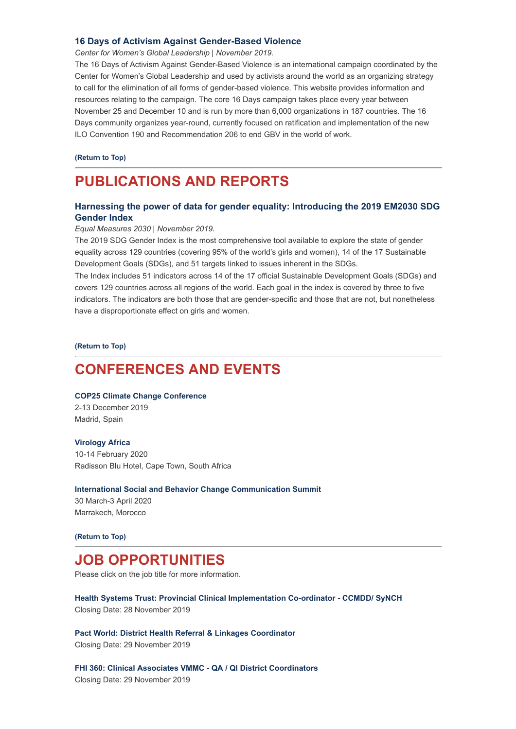### 16 Days of Activism Against Gender-Based Violence

*Center for Women's Global Leadership | November 2019.*

The 16 Days of Activism Against Gender-Based Violence is an international campaign coordinated by the Center for Women's Global Leadership and used by activists around the world as an organizing strategy to call for the elimination of all forms of gender-based violence. This website provides information and resources relating to the campaign. The core 16 Days campaign takes place every year between November 25 and December 10 and is run by more than 6,000 organizations in 187 countries. The 16 Days community organizes year-round, currently focused on ratification and implementation of the new ILO Convention 190 and Recommendation 206 to end GBV in the world of work.

**(Return to Top)**

---

## PUBLICATIONS AND REPORTS

### Harnessing the power of data for gender equality: Introducing the 2019 EM2030 SDG Gender Index

*Equal Measures 2030 | November 2019.*

The 2019 SDG Gender Index is the most comprehensive tool available to explore the state of gender equality across 129 countries (covering 95% of the world's girls and women), 14 of the 17 Sustainable Development Goals (SDGs), and 51 targets linked to issues inherent in the SDGs.

The Index includes 51 indicators across 14 of the 17 official Sustainable Development Goals (SDGs) and covers 129 countries across all regions of the world. Each goal in the index is covered by three to five indicators. The indicators are both those that are gender-specific and those that are not, but nonetheless have a disproportionate effect on girls and women.

**(Return to Top)**

---

## CONFERENCES AND EVENTS

**COP25 Climate Change Conference**
2-13 December 2019
Madrid, Spain

**Virology Africa**
10-14 February 2020
Radisson Blu Hotel, Cape Town, South Africa

**International Social and Behavior Change Communication Summit**
30 March-3 April 2020
Marrakech, Morocco

**(Return to Top)**

---

## JOB OPPORTUNITIES

Please click on the job title for more information.

**Health Systems Trust: Provincial Clinical Implementation Co-ordinator - CCMDD/ SyNCH**
Closing Date: 28 November 2019

**Pact World: District Health Referral & Linkages Coordinator**
Closing Date: 29 November 2019

**FHI 360: Clinical Associates VMMC - QA / QI District Coordinators**
Closing Date: 29 November 2019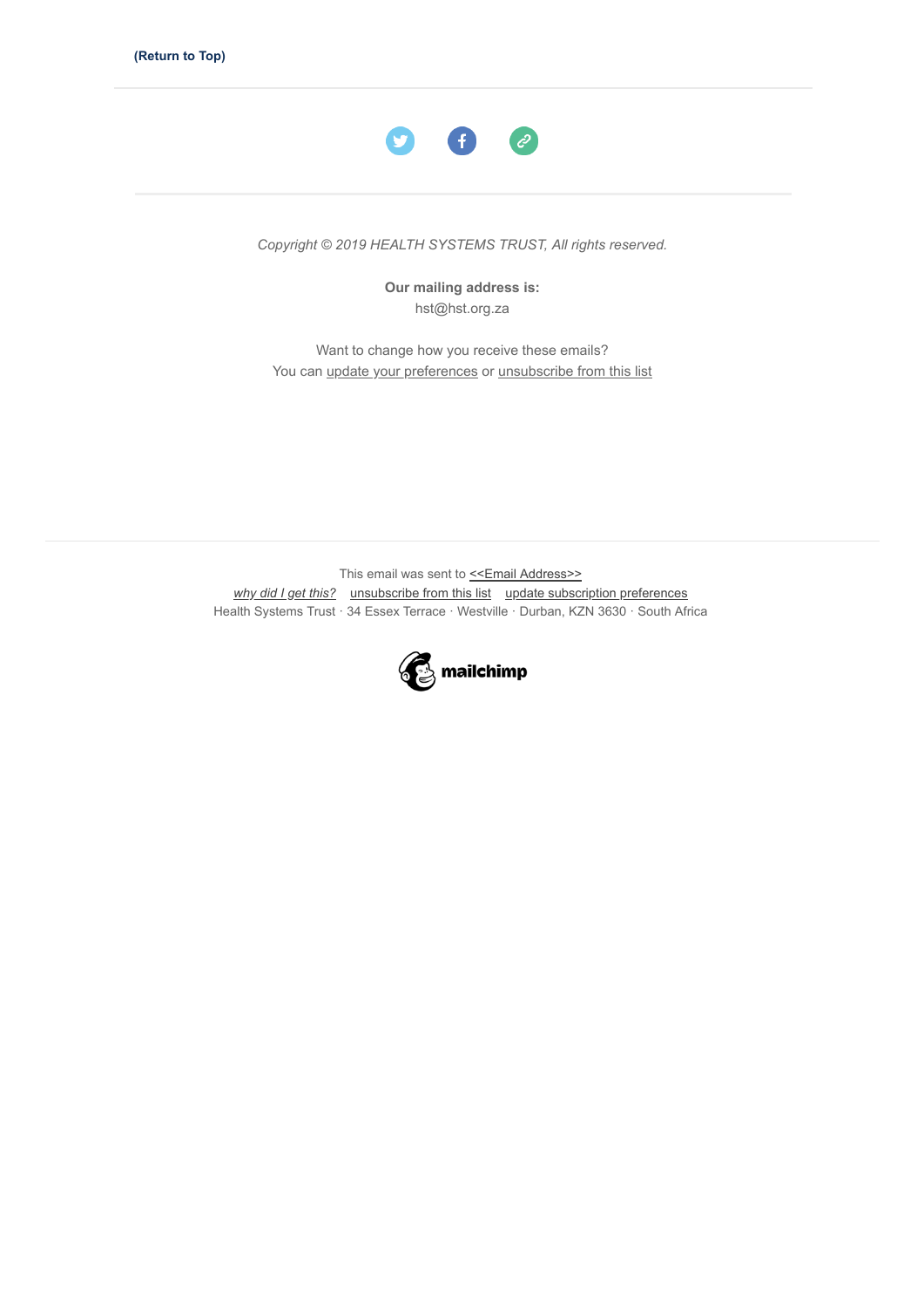**(Return to Top)**

---

*Copyright © 2019 HEALTH SYSTEMS TRUST, All rights reserved.*

**Our mailing address is:**
hst@hst.org.za

Want to change how you receive these emails?
You can update your preferences or unsubscribe from this list

---

This email was sent to <<Email Address>>
*why did I get this?* unsubscribe from this list update subscription preferences
Health Systems Trust · 34 Essex Terrace · Westville · Durban, KZN 3630 · South Africa

mailchimp